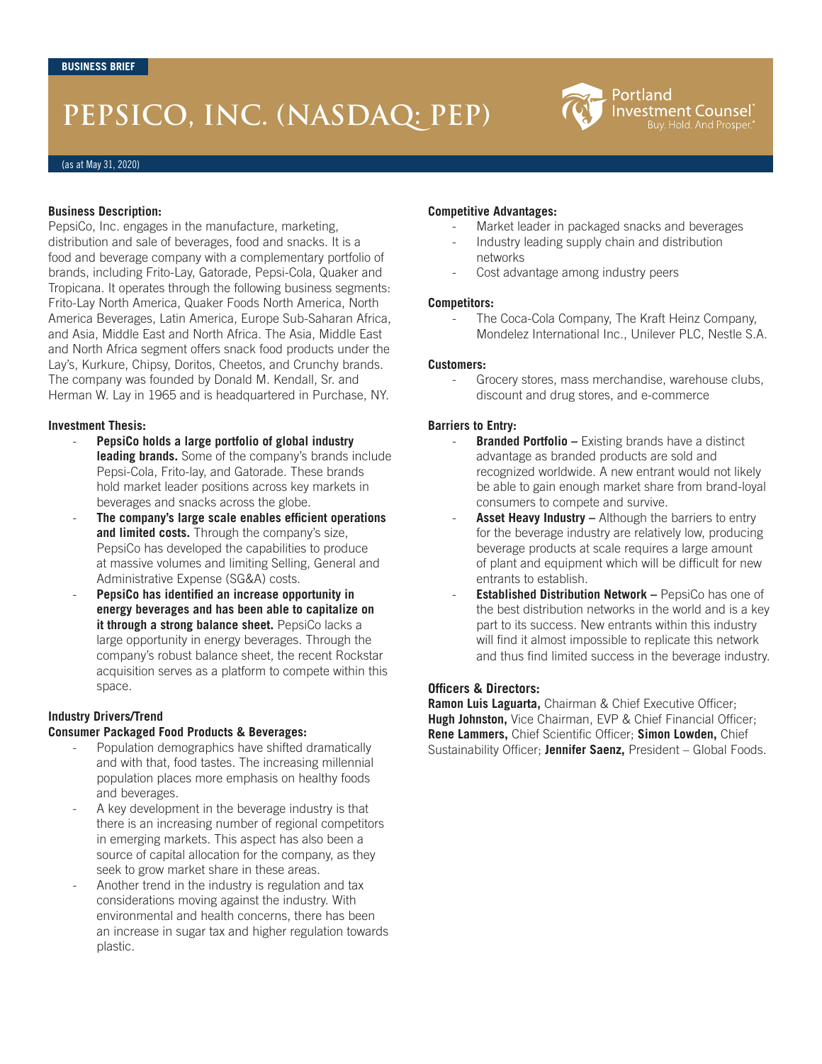BUSINESS BRIEF

# PEPSICO, INC. (NASDAQ: PEP)

Portland Investment Counsel® Buy. Hold. And Prosper.®

(as at May 31, 2020)

**Business Description:**
PepsiCo, Inc. engages in the manufacture, marketing, distribution and sale of beverages, food and snacks. It is a food and beverage company with a complementary portfolio of brands, including Frito-Lay, Gatorade, Pepsi-Cola, Quaker and Tropicana. It operates through the following business segments: Frito-Lay North America, Quaker Foods North America, North America Beverages, Latin America, Europe Sub-Saharan Africa, and Asia, Middle East and North Africa. The Asia, Middle East and North Africa segment offers snack food products under the Lay's, Kurkure, Chipsy, Doritos, Cheetos, and Crunchy brands. The company was founded by Donald M. Kendall, Sr. and Herman W. Lay in 1965 and is headquartered in Purchase, NY.

**Investment Thesis:**

- **PepsiCo holds a large portfolio of global industry leading brands.** Some of the company's brands include Pepsi-Cola, Frito-lay, and Gatorade. These brands hold market leader positions across key markets in beverages and snacks across the globe.
- **The company's large scale enables efficient operations and limited costs.** Through the company's size, PepsiCo has developed the capabilities to produce at massive volumes and limiting Selling, General and Administrative Expense (SG&A) costs.
- **PepsiCo has identified an increase opportunity in energy beverages and has been able to capitalize on it through a strong balance sheet.** PepsiCo lacks a large opportunity in energy beverages. Through the company's robust balance sheet, the recent Rockstar acquisition serves as a platform to compete within this space.

**Industry Drivers/Trend**
**Consumer Packaged Food Products & Beverages:**

- Population demographics have shifted dramatically and with that, food tastes. The increasing millennial population places more emphasis on healthy foods and beverages.
- A key development in the beverage industry is that there is an increasing number of regional competitors in emerging markets. This aspect has also been a source of capital allocation for the company, as they seek to grow market share in these areas.
- Another trend in the industry is regulation and tax considerations moving against the industry. With environmental and health concerns, there has been an increase in sugar tax and higher regulation towards plastic.

**Competitive Advantages:**

- Market leader in packaged snacks and beverages
- Industry leading supply chain and distribution networks
- Cost advantage among industry peers

**Competitors:**

- The Coca-Cola Company, The Kraft Heinz Company, Mondelez International Inc., Unilever PLC, Nestle S.A.

**Customers:**

- Grocery stores, mass merchandise, warehouse clubs, discount and drug stores, and e-commerce

**Barriers to Entry:**

- **Branded Portfolio –** Existing brands have a distinct advantage as branded products are sold and recognized worldwide. A new entrant would not likely be able to gain enough market share from brand-loyal consumers to compete and survive.
- **Asset Heavy Industry –** Although the barriers to entry for the beverage industry are relatively low, producing beverage products at scale requires a large amount of plant and equipment which will be difficult for new entrants to establish.
- **Established Distribution Network –** PepsiCo has one of the best distribution networks in the world and is a key part to its success. New entrants within this industry will find it almost impossible to replicate this network and thus find limited success in the beverage industry.

**Officers & Directors:**
**Ramon Luis Laguarta,** Chairman & Chief Executive Officer; **Hugh Johnston,** Vice Chairman, EVP & Chief Financial Officer; **Rene Lammers,** Chief Scientific Officer; **Simon Lowden,** Chief Sustainability Officer; **Jennifer Saenz,** President – Global Foods.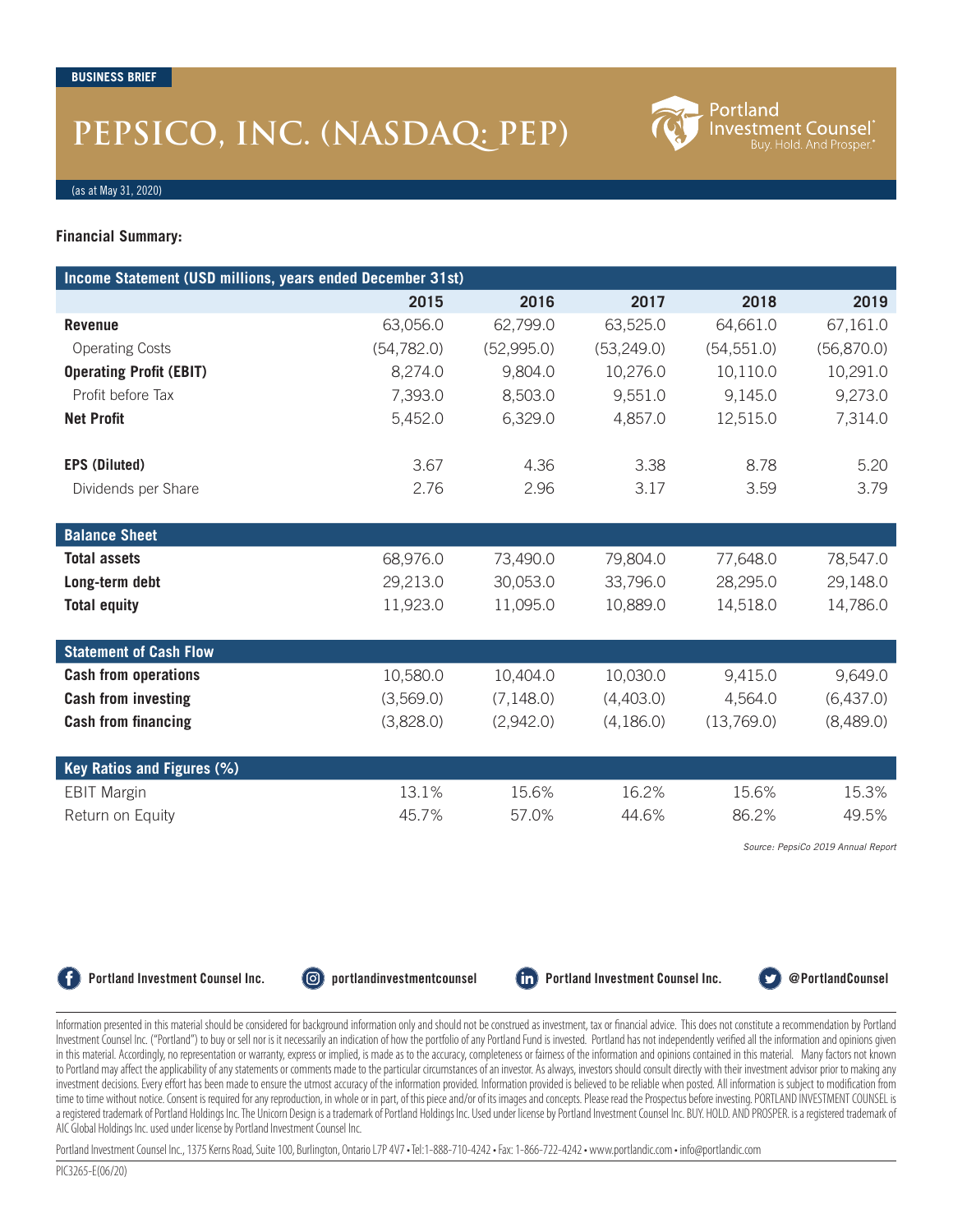BUSINESS BRIEF

# PEPSICO, INC. (NASDAQ: PEP)

Portland Investment Counsel® Buy. Hold. And Prosper.®

(as at May 31, 2020)

**Financial Summary:**

| Income Statement (USD millions, years ended December 31st) | 2015 | 2016 | 2017 | 2018 | 2019 |
|---|---|---|---|---|---|
| **Revenue** | 63,056.0 | 62,799.0 | 63,525.0 | 64,661.0 | 67,161.0 |
| Operating Costs | (54,782.0) | (52,995.0) | (53,249.0) | (54,551.0) | (56,870.0) |
| **Operating Profit (EBIT)** | 8,274.0 | 9,804.0 | 10,276.0 | 10,110.0 | 10,291.0 |
| Profit before Tax | 7,393.0 | 8,503.0 | 9,551.0 | 9,145.0 | 9,273.0 |
| **Net Profit** | 5,452.0 | 6,329.0 | 4,857.0 | 12,515.0 | 7,314.0 |
| **EPS (Diluted)** | 3.67 | 4.36 | 3.38 | 8.78 | 5.20 |
| Dividends per Share | 2.76 | 2.96 | 3.17 | 3.59 | 3.79 |
| **Balance Sheet** | | | | | |
| **Total assets** | 68,976.0 | 73,490.0 | 79,804.0 | 77,648.0 | 78,547.0 |
| **Long-term debt** | 29,213.0 | 30,053.0 | 33,796.0 | 28,295.0 | 29,148.0 |
| **Total equity** | 11,923.0 | 11,095.0 | 10,889.0 | 14,518.0 | 14,786.0 |
| **Statement of Cash Flow** | | | | | |
| **Cash from operations** | 10,580.0 | 10,404.0 | 10,030.0 | 9,415.0 | 9,649.0 |
| **Cash from investing** | (3,569.0) | (7,148.0) | (4,403.0) | 4,564.0 | (6,437.0) |
| **Cash from financing** | (3,828.0) | (2,942.0) | (4,186.0) | (13,769.0) | (8,489.0) |
| **Key Ratios and Figures (%)** | | | | | |
| EBIT Margin | 13.1% | 15.6% | 16.2% | 15.6% | 15.3% |
| Return on Equity | 45.7% | 57.0% | 44.6% | 86.2% | 49.5% |

*Source: PepsiCo 2019 Annual Report*

Portland Investment Counsel Inc. | portlandinvestmentcounsel | Portland Investment Counsel Inc. | @PortlandCounsel

Information presented in this material should be considered for background information only and should not be construed as investment, tax or financial advice. This does not constitute a recommendation by Portland Investment Counsel Inc. ("Portland") to buy or sell nor is it necessarily an indication of how the portfolio of any Portland Fund is invested. Portland has not independently verified all the information and opinions given in this material. Accordingly, no representation or warranty, express or implied, is made as to the accuracy, completeness or fairness of the information and opinions contained in this material. Many factors not known to Portland may affect the applicability of any statements or comments made to the particular circumstances of an investor. As always, investors should consult directly with their investment advisor prior to making any investment decisions. Every effort has been made to ensure the utmost accuracy of the information provided. Information provided is believed to be reliable when posted. All information is subject to modification from time to time without notice. Consent is required for any reproduction, in whole or in part, of this piece and/or of its images and concepts. Please read the Prospectus before investing. PORTLAND INVESTMENT COUNSEL is a registered trademark of Portland Holdings Inc. The Unicorn Design is a trademark of Portland Holdings Inc. Used under license by Portland Investment Counsel Inc. BUY. HOLD. AND PROSPER. is a registered trademark of AIC Global Holdings Inc. used under license by Portland Investment Counsel Inc.

Portland Investment Counsel Inc., 1375 Kerns Road, Suite 100, Burlington, Ontario L7P 4V7 • Tel:1-888-710-4242 • Fax: 1-866-722-4242 • www.portlandic.com • info@portlandic.com

PIC3265-E(06/20)